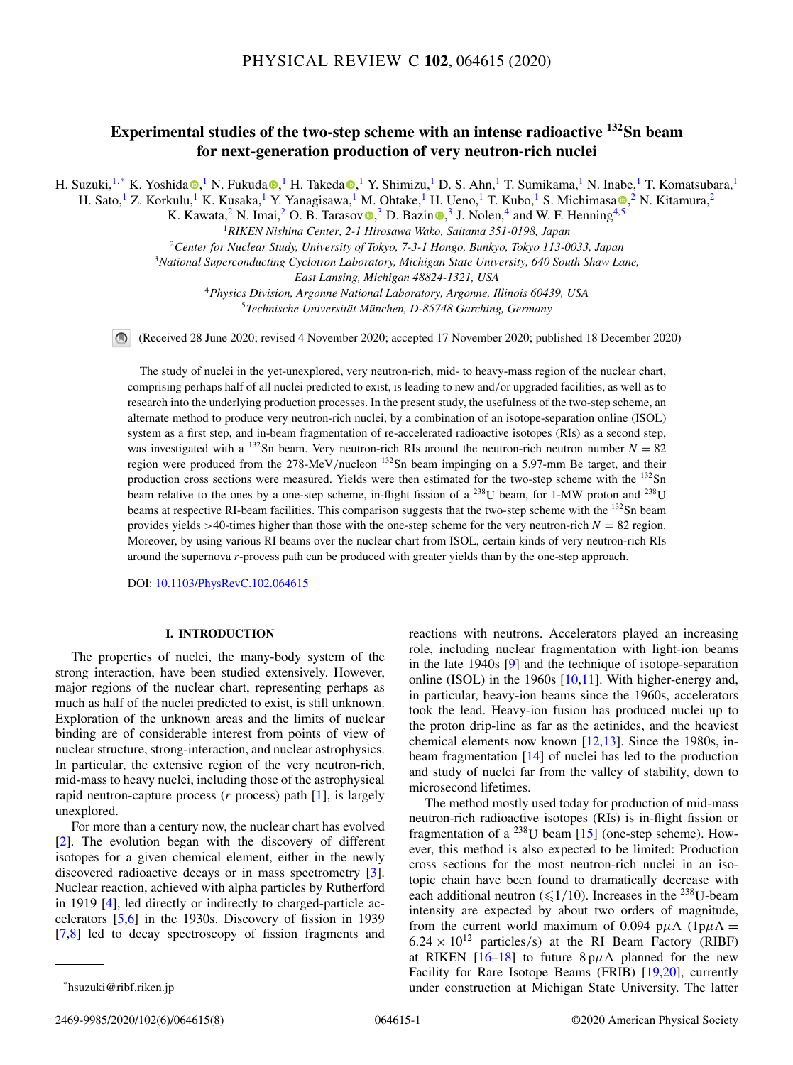# Experimental studies of the two-step scheme with an intense radioactive $^{132}$Sn beam for next-generation production of very neutron-rich nuclei

H. Suzuki,[1,*] K. Yoshida,[1] N. Fukuda,[1] H. Takeda,[1] Y. Shimizu,[1] D. S. Ahn,[1] T. Sumikama,[1] N. Inabe,[1] T. Komatsubara,[1] H. Sato,[1] Z. Korkulu,[1] K. Kusaka,[1] Y. Yanagisawa,[1] M. Ohtake,[1] H. Ueno,[1] T. Kubo,[1] S. Michimasa,[2] N. Kitamura,[2] K. Kawata,[2] N. Imai,[2] O. B. Tarasov,[3] D. Bazin,[3] J. Nolen,[4] and W. F. Henning[4,5]

[1]*RIKEN Nishina Center, 2-1 Hirosawa Wako, Saitama 351-0198, Japan*
[2]*Center for Nuclear Study, University of Tokyo, 7-3-1 Hongo, Bunkyo, Tokyo 113-0033, Japan*
[3]*National Superconducting Cyclotron Laboratory, Michigan State University, 640 South Shaw Lane, East Lansing, Michigan 48824-1321, USA*
[4]*Physics Division, Argonne National Laboratory, Argonne, Illinois 60439, USA*
[5]*Technische Universität München, D-85748 Garching, Germany*

(Received 28 June 2020; revised 4 November 2020; accepted 17 November 2020; published 18 December 2020)

The study of nuclei in the yet-unexplored, very neutron-rich, mid- to heavy-mass region of the nuclear chart, comprising perhaps half of all nuclei predicted to exist, is leading to new and/or upgraded facilities, as well as to research into the underlying production processes. In the present study, the usefulness of the two-step scheme, an alternate method to produce very neutron-rich nuclei, by a combination of an isotope-separation online (ISOL) system as a first step, and in-beam fragmentation of re-accelerated radioactive isotopes (RIs) as a second step, was investigated with a $^{132}$Sn beam. Very neutron-rich RIs around the neutron-rich neutron number $N = 82$ region were produced from the 278-MeV/nucleon $^{132}$Sn beam impinging on a 5.97-mm Be target, and their production cross sections were measured. Yields were then estimated for the two-step scheme with the $^{132}$Sn beam relative to the ones by a one-step scheme, in-flight fission of a $^{238}$U beam, for 1-MW proton and $^{238}$U beams at respective RI-beam facilities. This comparison suggests that the two-step scheme with the $^{132}$Sn beam provides yields >40-times higher than those with the one-step scheme for the very neutron-rich $N = 82$ region. Moreover, by using various RI beams over the nuclear chart from ISOL, certain kinds of very neutron-rich RIs around the supernova *r*-process path can be produced with greater yields than by the one-step approach.

DOI: 10.1103/PhysRevC.102.064615

## I. INTRODUCTION

The properties of nuclei, the many-body system of the strong interaction, have been studied extensively. However, major regions of the nuclear chart, representing perhaps as much as half of the nuclei predicted to exist, is still unknown. Exploration of the unknown areas and the limits of nuclear binding are of considerable interest from points of view of nuclear structure, strong-interaction, and nuclear astrophysics. In particular, the extensive region of the very neutron-rich, mid-mass to heavy nuclei, including those of the astrophysical rapid neutron-capture process (*r* process) path [1], is largely unexplored.

For more than a century now, the nuclear chart has evolved [2]. The evolution began with the discovery of different isotopes for a given chemical element, either in the newly discovered radioactive decays or in mass spectrometry [3]. Nuclear reaction, achieved with alpha particles by Rutherford in 1919 [4], led directly or indirectly to charged-particle accelerators [5,6] in the 1930s. Discovery of fission in 1939 [7,8] led to decay spectroscopy of fission fragments and reactions with neutrons. Accelerators played an increasing role, including nuclear fragmentation with light-ion beams in the late 1940s [9] and the technique of isotope-separation online (ISOL) in the 1960s [10,11]. With higher-energy and, in particular, heavy-ion beams since the 1960s, accelerators took the lead. Heavy-ion fusion has produced nuclei up to the proton drip-line as far as the actinides, and the heaviest chemical elements now known [12,13]. Since the 1980s, in-beam fragmentation [14] of nuclei has led to the production and study of nuclei far from the valley of stability, down to microsecond lifetimes.

The method mostly used today for production of mid-mass neutron-rich radioactive isotopes (RIs) is in-flight fission or fragmentation of a $^{238}$U beam [15] (one-step scheme). However, this method is also expected to be limited: Production cross sections for the most neutron-rich nuclei in an isotopic chain have been found to dramatically decrease with each additional neutron ($\leqslant 1/10$). Increases in the $^{238}$U-beam intensity are expected by about two orders of magnitude, from the current world maximum of 0.094 p$\mu$A (1p$\mu$A = $6.24 \times 10^{12}$ particles/s) at the RI Beam Factory (RIBF) at RIKEN [16–18] to future 8 p$\mu$A planned for the new Facility for Rare Isotope Beams (FRIB) [19,20], currently under construction at Michigan State University. The latter

*hsuzuki@ribf.riken.jp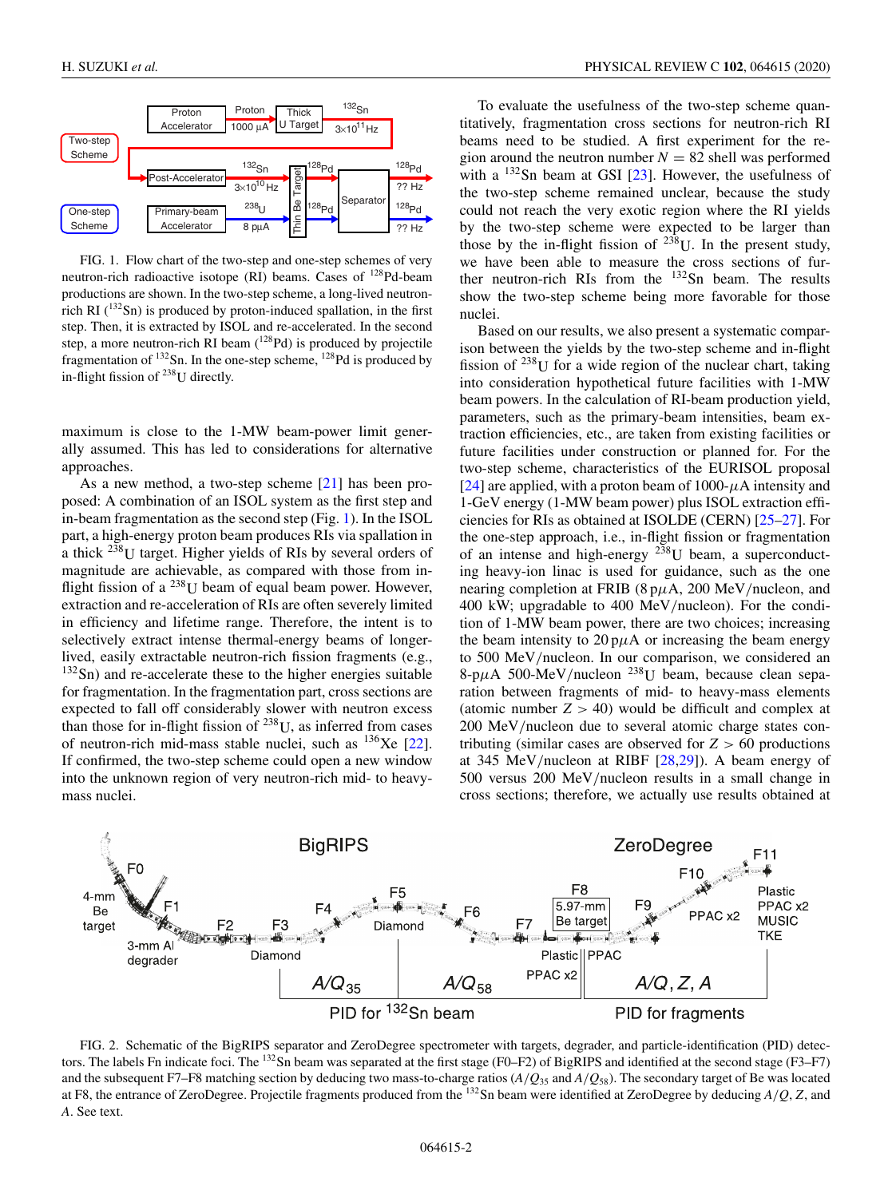FIG. 1. Flow chart of the two-step and one-step schemes of very neutron-rich radioactive isotope (RI) beams. Cases of $^{128}$Pd-beam productions are shown. In the two-step scheme, a long-lived neutron-rich RI ($^{132}$Sn) is produced by proton-induced spallation, in the first step. Then, it is extracted by ISOL and re-accelerated. In the second step, a more neutron-rich RI beam ($^{128}$Pd) is produced by projectile fragmentation of $^{132}$Sn. In the one-step scheme, $^{128}$Pd is produced by in-flight fission of $^{238}$U directly.

maximum is close to the 1-MW beam-power limit generally assumed. This has led to considerations for alternative approaches.

As a new method, a two-step scheme [21] has been proposed: A combination of an ISOL system as the first step and in-beam fragmentation as the second step (Fig. 1). In the ISOL part, a high-energy proton beam produces RIs via spallation in a thick $^{238}$U target. Higher yields of RIs by several orders of magnitude are achievable, as compared with those from in-flight fission of a $^{238}$U beam of equal beam power. However, extraction and re-acceleration of RIs are often severely limited in efficiency and lifetime range. Therefore, the intent is to selectively extract intense thermal-energy beams of longer-lived, easily extractable neutron-rich fission fragments (e.g., $^{132}$Sn) and re-accelerate these to the higher energies suitable for fragmentation. In the fragmentation part, cross sections are expected to fall off considerably slower with neutron excess than those for in-flight fission of $^{238}$U, as inferred from cases of neutron-rich mid-mass stable nuclei, such as $^{136}$Xe [22]. If confirmed, the two-step scheme could open a new window into the unknown region of very neutron-rich mid- to heavy-mass nuclei.

To evaluate the usefulness of the two-step scheme quantitatively, fragmentation cross sections for neutron-rich RI beams need to be studied. A first experiment for the region around the neutron number $N = 82$ shell was performed with a $^{132}$Sn beam at GSI [23]. However, the usefulness of the two-step scheme remained unclear, because the study could not reach the very exotic region where the RI yields by the two-step scheme were expected to be larger than those by the in-flight fission of $^{238}$U. In the present study, we have been able to measure the cross sections of further neutron-rich RIs from the $^{132}$Sn beam. The results show the two-step scheme being more favorable for those nuclei.

Based on our results, we also present a systematic comparison between the yields by the two-step scheme and in-flight fission of $^{238}$U for a wide region of the nuclear chart, taking into consideration hypothetical future facilities with 1-MW beam powers. In the calculation of RI-beam production yield, parameters, such as the primary-beam intensities, beam extraction efficiencies, etc., are taken from existing facilities or future facilities under construction or planned for. For the two-step scheme, characteristics of the EURISOL proposal [24] are applied, with a proton beam of 1000-$\mu$A intensity and 1-GeV energy (1-MW beam power) plus ISOL extraction efficiencies for RIs as obtained at ISOLDE (CERN) [25–27]. For the one-step approach, i.e., in-flight fission or fragmentation of an intense and high-energy $^{238}$U beam, a superconducting heavy-ion linac is used for guidance, such as the one nearing completion at FRIB (8 p$\mu$A, 200 MeV/nucleon, and 400 kW; upgradable to 400 MeV/nucleon). For the condition of 1-MW beam power, there are two choices; increasing the beam intensity to 20 p$\mu$A or increasing the beam energy to 500 MeV/nucleon. In our comparison, we considered an 8-p$\mu$A 500-MeV/nucleon $^{238}$U beam, because clean separation between fragments of mid- to heavy-mass elements (atomic number $Z > 40$) would be difficult and complex at 200 MeV/nucleon due to several atomic charge states contributing (similar cases are observed for $Z > 60$ productions at 345 MeV/nucleon at RIBF [28,29]). A beam energy of 500 versus 200 MeV/nucleon results in a small change in cross sections; therefore, we actually use results obtained at

FIG. 2. Schematic of the BigRIPS separator and ZeroDegree spectrometer with targets, degrader, and particle-identification (PID) detectors. The labels Fn indicate foci. The $^{132}$Sn beam was separated at the first stage (F0–F2) of BigRIPS and identified at the second stage (F3–F7) and the subsequent F7–F8 matching section by deducing two mass-to-charge ratios ($A/Q_{35}$ and $A/Q_{58}$). The secondary target of Be was located at F8, the entrance of ZeroDegree. Projectile fragments produced from the $^{132}$Sn beam were identified at ZeroDegree by deducing $A/Q$, $Z$, and $A$. See text.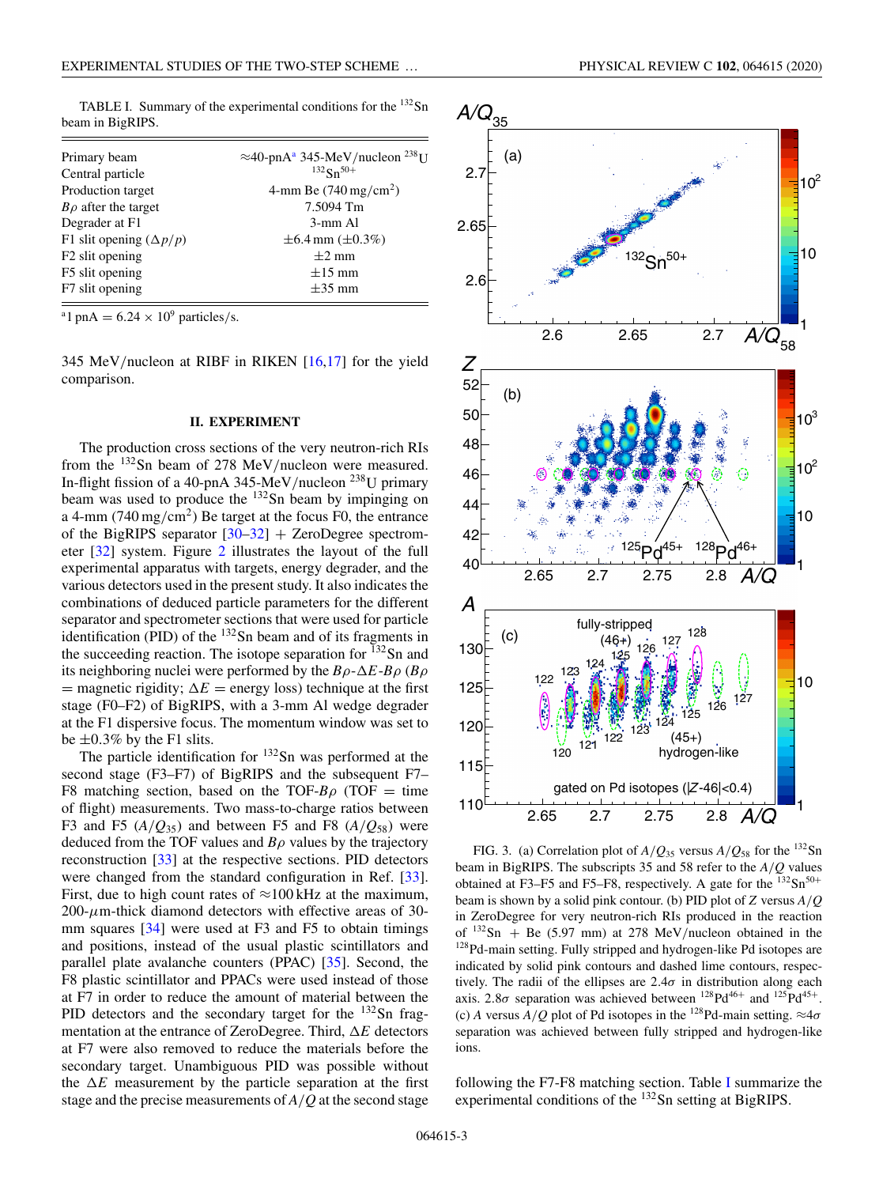TABLE I. Summary of the experimental conditions for the $^{132}$Sn beam in BigRIPS.

| | |
|---|---|
| Primary beam | ≈40-pnA[a] 345-MeV/nucleon $^{238}$U |
| Central particle | $^{132}$Sn$^{50+}$ |
| Production target | 4-mm Be (740 mg/cm$^2$) |
| $B\rho$ after the target | 7.5094 Tm |
| Degrader at F1 | 3-mm Al |
| F1 slit opening ($\Delta p/p$) | ±6.4 mm (±0.3%) |
| F2 slit opening | ±2 mm |
| F5 slit opening | ±15 mm |
| F7 slit opening | ±35 mm |

[a] 1 pnA = 6.24 × 10$^9$ particles/s.

345 MeV/nucleon at RIBF in RIKEN [16,17] for the yield comparison.

## II. EXPERIMENT

The production cross sections of the very neutron-rich RIs from the $^{132}$Sn beam of 278 MeV/nucleon were measured. In-flight fission of a 40-pnA 345-MeV/nucleon $^{238}$U primary beam was used to produce the $^{132}$Sn beam by impinging on a 4-mm (740 mg/cm$^2$) Be target at the focus F0, the entrance of the BigRIPS separator [30–32] + ZeroDegree spectrometer [32] system. Figure 2 illustrates the layout of the full experimental apparatus with targets, energy degrader, and the various detectors used in the present study. It also indicates the combinations of deduced particle parameters for the different separator and spectrometer sections that were used for particle identification (PID) of the $^{132}$Sn beam and of its fragments in the succeeding reaction. The isotope separation for $^{132}$Sn and its neighboring nuclei were performed by the $B\rho$-$\Delta E$-$B\rho$ ($B\rho$ = magnetic rigidity; $\Delta E$ = energy loss) technique at the first stage (F0–F2) of BigRIPS, with a 3-mm Al wedge degrader at the F1 dispersive focus. The momentum window was set to be ±0.3% by the F1 slits.

The particle identification for $^{132}$Sn was performed at the second stage (F3–F7) of BigRIPS and the subsequent F7–F8 matching section, based on the TOF-$B\rho$ (TOF = time of flight) measurements. Two mass-to-charge ratios between F3 and F5 ($A/Q_{35}$) and between F5 and F8 ($A/Q_{58}$) were deduced from the TOF values and $B\rho$ values by the trajectory reconstruction [33] at the respective sections. PID detectors were changed from the standard configuration in Ref. [33]. First, due to high count rates of ≈100 kHz at the maximum, 200-$\mu$m-thick diamond detectors with effective areas of 30-mm squares [34] were used at F3 and F5 to obtain timings and positions, instead of the usual plastic scintillators and parallel plate avalanche counters (PPAC) [35]. Second, the F8 plastic scintillator and PPACs were used instead of those at F7 in order to reduce the amount of material between the PID detectors and the secondary target for the $^{132}$Sn fragmentation at the entrance of ZeroDegree. Third, $\Delta E$ detectors at F7 were also removed to reduce the materials before the secondary target. Unambiguous PID was possible without the $\Delta E$ measurement by the particle separation at the first stage and the precise measurements of $A/Q$ at the second stage following the F7-F8 matching section. Table I summarize the experimental conditions of the $^{132}$Sn setting at BigRIPS.

FIG. 3. (a) Correlation plot of $A/Q_{35}$ versus $A/Q_{58}$ for the $^{132}$Sn beam in BigRIPS. The subscripts 35 and 58 refer to the $A/Q$ values obtained at F3–F5 and F5–F8, respectively. A gate for the $^{132}$Sn$^{50+}$ beam is shown by a solid pink contour. (b) PID plot of $Z$ versus $A/Q$ in ZeroDegree for very neutron-rich RIs produced in the reaction of $^{132}$Sn + Be (5.97 mm) at 278 MeV/nucleon obtained in the $^{128}$Pd-main setting. Fully stripped and hydrogen-like Pd isotopes are indicated by solid pink contours and dashed lime contours, respectively. The radii of the ellipses are 2.4$\sigma$ in distribution along each axis. 2.8$\sigma$ separation was achieved between $^{128}$Pd$^{46+}$ and $^{125}$Pd$^{45+}$. (c) $A$ versus $A/Q$ plot of Pd isotopes in the $^{128}$Pd-main setting. ≈4$\sigma$ separation was achieved between fully stripped and hydrogen-like ions.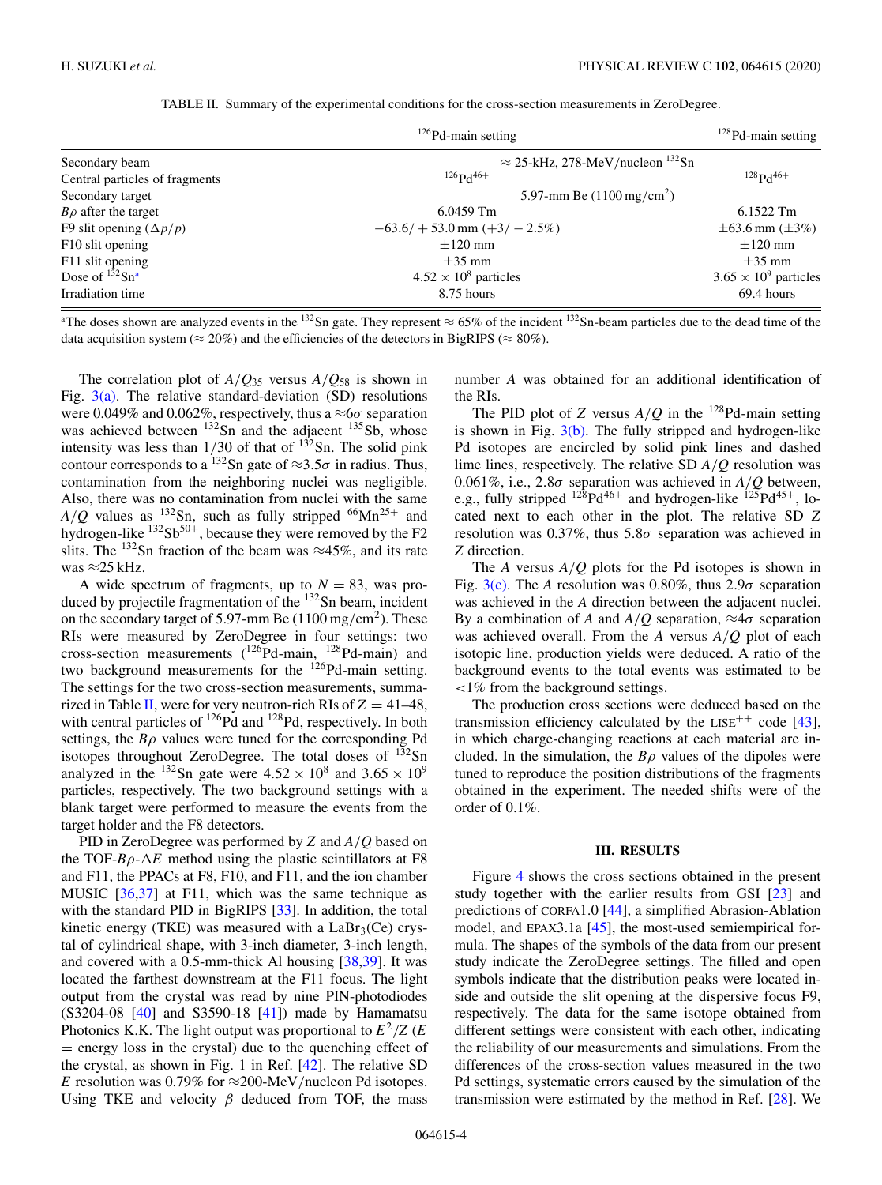TABLE II. Summary of the experimental conditions for the cross-section measurements in ZeroDegree.

| | $^{126}$Pd-main setting | $^{128}$Pd-main setting |
|---|---|---|
| Secondary beam | $\approx$ 25-kHz, 278-MeV/nucleon $^{132}$Sn | |
| Central particles of fragments | $^{126}$Pd$^{46+}$ | $^{128}$Pd$^{46+}$ |
| Secondary target | 5.97-mm Be (1100 mg/cm$^2$) | |
| $B\rho$ after the target | 6.0459 Tm | 6.1522 Tm |
| F9 slit opening ($\Delta p/p$) | $-63.6/+53.0$ mm ($+3/-2.5$%) | $\pm$63.6 mm ($\pm$3%) |
| F10 slit opening | $\pm$120 mm | $\pm$120 mm |
| F11 slit opening | $\pm$35 mm | $\pm$35 mm |
| Dose of $^{132}$Sn[a] | $4.52 \times 10^8$ particles | $3.65 \times 10^9$ particles |
| Irradiation time | 8.75 hours | 69.4 hours |

[a]The doses shown are analyzed events in the $^{132}$Sn gate. They represent $\approx$ 65% of the incident $^{132}$Sn-beam particles due to the dead time of the data acquisition system ($\approx$ 20%) and the efficiencies of the detectors in BigRIPS ($\approx$ 80%).

The correlation plot of $A/Q_{35}$ versus $A/Q_{58}$ is shown in Fig. 3(a). The relative standard-deviation (SD) resolutions were 0.049% and 0.062%, respectively, thus a $\approx$6$\sigma$ separation was achieved between $^{132}$Sn and the adjacent $^{135}$Sb, whose intensity was less than 1/30 of that of $^{132}$Sn. The solid pink contour corresponds to a $^{132}$Sn gate of $\approx$3.5$\sigma$ in radius. Thus, contamination from the neighboring nuclei was negligible. Also, there was no contamination from nuclei with the same $A/Q$ values as $^{132}$Sn, such as fully stripped $^{66}$Mn$^{25+}$ and hydrogen-like $^{132}$Sb$^{50+}$, because they were removed by the F2 slits. The $^{132}$Sn fraction of the beam was $\approx$45%, and its rate was $\approx$25 kHz.

A wide spectrum of fragments, up to $N = 83$, was produced by projectile fragmentation of the $^{132}$Sn beam, incident on the secondary target of 5.97-mm Be (1100 mg/cm$^2$). These RIs were measured by ZeroDegree in four settings: two cross-section measurements ($^{126}$Pd-main, $^{128}$Pd-main) and two background measurements for the $^{126}$Pd-main setting. The settings for the two cross-section measurements, summarized in Table II, were for very neutron-rich RIs of $Z$ = 41–48, with central particles of $^{126}$Pd and $^{128}$Pd, respectively. In both settings, the $B\rho$ values were tuned for the corresponding Pd isotopes throughout ZeroDegree. The total doses of $^{132}$Sn analyzed in the $^{132}$Sn gate were $4.52 \times 10^8$ and $3.65 \times 10^9$ particles, respectively. The two background settings with a blank target were performed to measure the events from the target holder and the F8 detectors.

PID in ZeroDegree was performed by $Z$ and $A/Q$ based on the TOF-$B\rho$-$\Delta E$ method using the plastic scintillators at F8 and F11, the PPACs at F8, F10, and F11, and the ion chamber MUSIC [36,37] at F11, which was the same technique as with the standard PID in BigRIPS [33]. In addition, the total kinetic energy (TKE) was measured with a LaBr$_3$(Ce) crystal of cylindrical shape, with 3-inch diameter, 3-inch length, and covered with a 0.5-mm-thick Al housing [38,39]. It was located the farthest downstream at the F11 focus. The light output from the crystal was read by nine PIN-photodiodes (S3204-08 [40] and S3590-18 [41]) made by Hamamatsu Photonics K.K. The light output was proportional to $E^2/Z$ ($E$ = energy loss in the crystal) due to the quenching effect of the crystal, as shown in Fig. 1 in Ref. [42]. The relative SD $E$ resolution was 0.79% for $\approx$200-MeV/nucleon Pd isotopes. Using TKE and velocity $\beta$ deduced from TOF, the mass number $A$ was obtained for an additional identification of the RIs.

The PID plot of $Z$ versus $A/Q$ in the $^{128}$Pd-main setting is shown in Fig. 3(b). The fully stripped and hydrogen-like Pd isotopes are encircled by solid pink lines and dashed lime lines, respectively. The relative SD $A/Q$ resolution was 0.061%, i.e., 2.8$\sigma$ separation was achieved in $A/Q$ between, e.g., fully stripped $^{128}$Pd$^{46+}$ and hydrogen-like $^{125}$Pd$^{45+}$, located next to each other in the plot. The relative SD $Z$ resolution was 0.37%, thus 5.8$\sigma$ separation was achieved in $Z$ direction.

The $A$ versus $A/Q$ plots for the Pd isotopes is shown in Fig. 3(c). The $A$ resolution was 0.80%, thus 2.9$\sigma$ separation was achieved in the $A$ direction between the adjacent nuclei. By a combination of $A$ and $A/Q$ separation, $\approx$4$\sigma$ separation was achieved overall. From the $A$ versus $A/Q$ plot of each isotopic line, production yields were deduced. A ratio of the background events to the total events was estimated to be <1% from the background settings.

The production cross sections were deduced based on the transmission efficiency calculated by the LISE$^{++}$ code [43], in which charge-changing reactions at each material are included. In the simulation, the $B\rho$ values of the dipoles were tuned to reproduce the position distributions of the fragments obtained in the experiment. The needed shifts were of the order of 0.1%.

### III. RESULTS

Figure 4 shows the cross sections obtained in the present study together with the earlier results from GSI [23] and predictions of CORFA1.0 [44], a simplified Abrasion-Ablation model, and EPAX3.1a [45], the most-used semiempirical formula. The shapes of the symbols of the data from our present study indicate the ZeroDegree settings. The filled and open symbols indicate that the distribution peaks were located inside and outside the slit opening at the dispersive focus F9, respectively. The data for the same isotope obtained from different settings were consistent with each other, indicating the reliability of our measurements and simulations. From the differences of the cross-section values measured in the two Pd settings, systematic errors caused by the simulation of the transmission were estimated by the method in Ref. [28]. We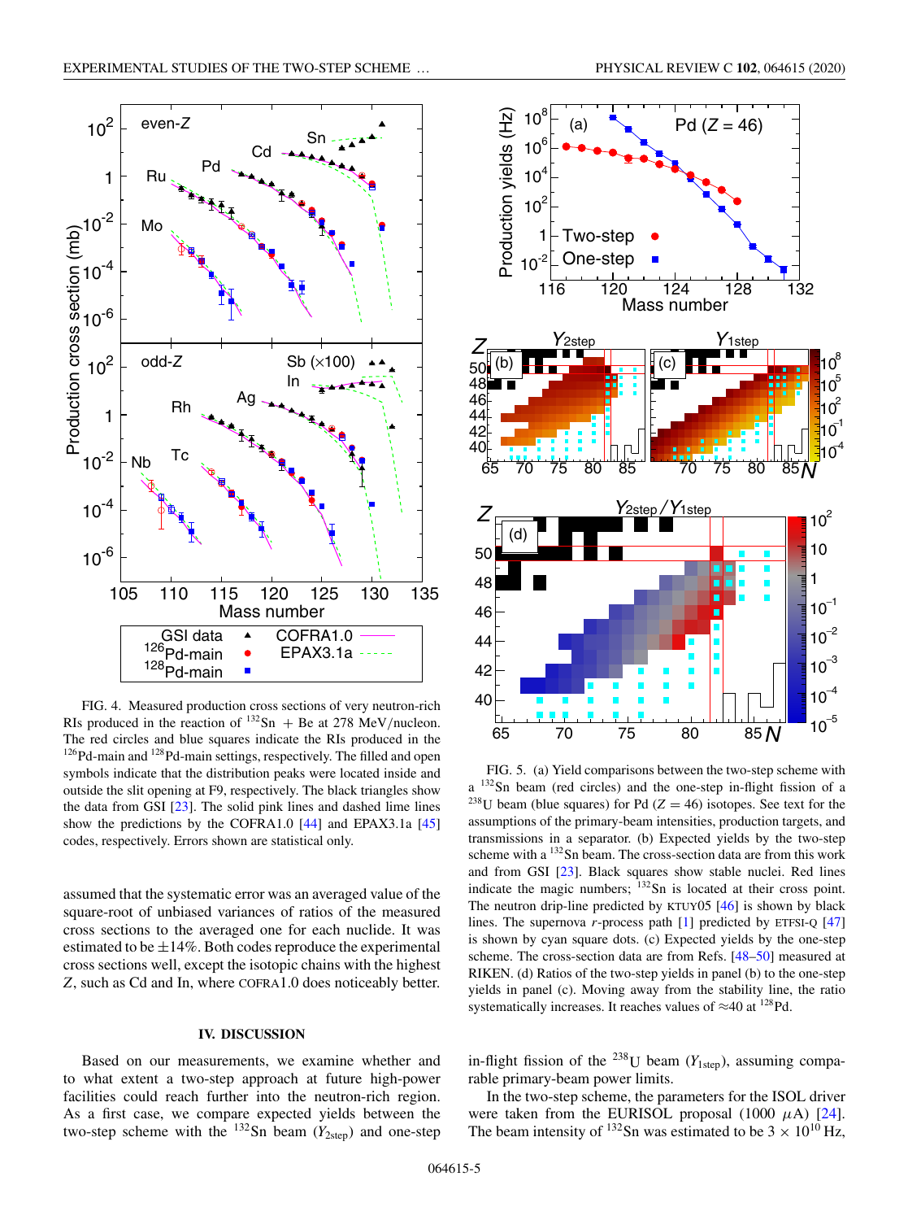FIG. 4. Measured production cross sections of very neutron-rich RIs produced in the reaction of $^{132}$Sn + Be at 278 MeV/nucleon. The red circles and blue squares indicate the RIs produced in the $^{126}$Pd-main and $^{128}$Pd-main settings, respectively. The filled and open symbols indicate that the distribution peaks were located inside and outside the slit opening at F9, respectively. The black triangles show the data from GSI [23]. The solid pink lines and dashed lime lines show the predictions by the COFRA1.0 [44] and EPAX3.1a [45] codes, respectively. Errors shown are statistical only.

FIG. 5. (a) Yield comparisons between the two-step scheme with a $^{132}$Sn beam (red circles) and the one-step in-flight fission of a $^{238}$U beam (blue squares) for Pd ($Z = 46$) isotopes. See text for the assumptions of the primary-beam intensities, production targets, and transmissions in a separator. (b) Expected yields by the two-step scheme with a $^{132}$Sn beam. The cross-section data are from this work and from GSI [23]. Black squares show stable nuclei. Red lines indicate the magic numbers; $^{132}$Sn is located at their cross point. The neutron drip-line predicted by KTUY05 [46] is shown by black lines. The supernova $r$-process path [1] predicted by ETFSI-Q [47] is shown by cyan square dots. (c) Expected yields by the one-step scheme. The cross-section data are from Refs. [48–50] measured at RIKEN. (d) Ratios of the two-step yields in panel (b) to the one-step yields in panel (c). Moving away from the stability line, the ratio systematically increases. It reaches values of ≈40 at $^{128}$Pd.

assumed that the systematic error was an averaged value of the square-root of unbiased variances of ratios of the measured cross sections to the averaged one for each nuclide. It was estimated to be ±14%. Both codes reproduce the experimental cross sections well, except the isotopic chains with the highest $Z$, such as Cd and In, where COFRA1.0 does noticeably better.

## IV. DISCUSSION

Based on our measurements, we examine whether and to what extent a two-step approach at future high-power facilities could reach further into the neutron-rich region. As a first case, we compare expected yields between the two-step scheme with the $^{132}$Sn beam ($Y_{2\text{step}}$) and one-step in-flight fission of the $^{238}$U beam ($Y_{1\text{step}}$), assuming comparable primary-beam power limits.

In the two-step scheme, the parameters for the ISOL driver were taken from the EURISOL proposal (1000 $\mu$A) [24]. The beam intensity of $^{132}$Sn was estimated to be $3 \times 10^{10}$ Hz,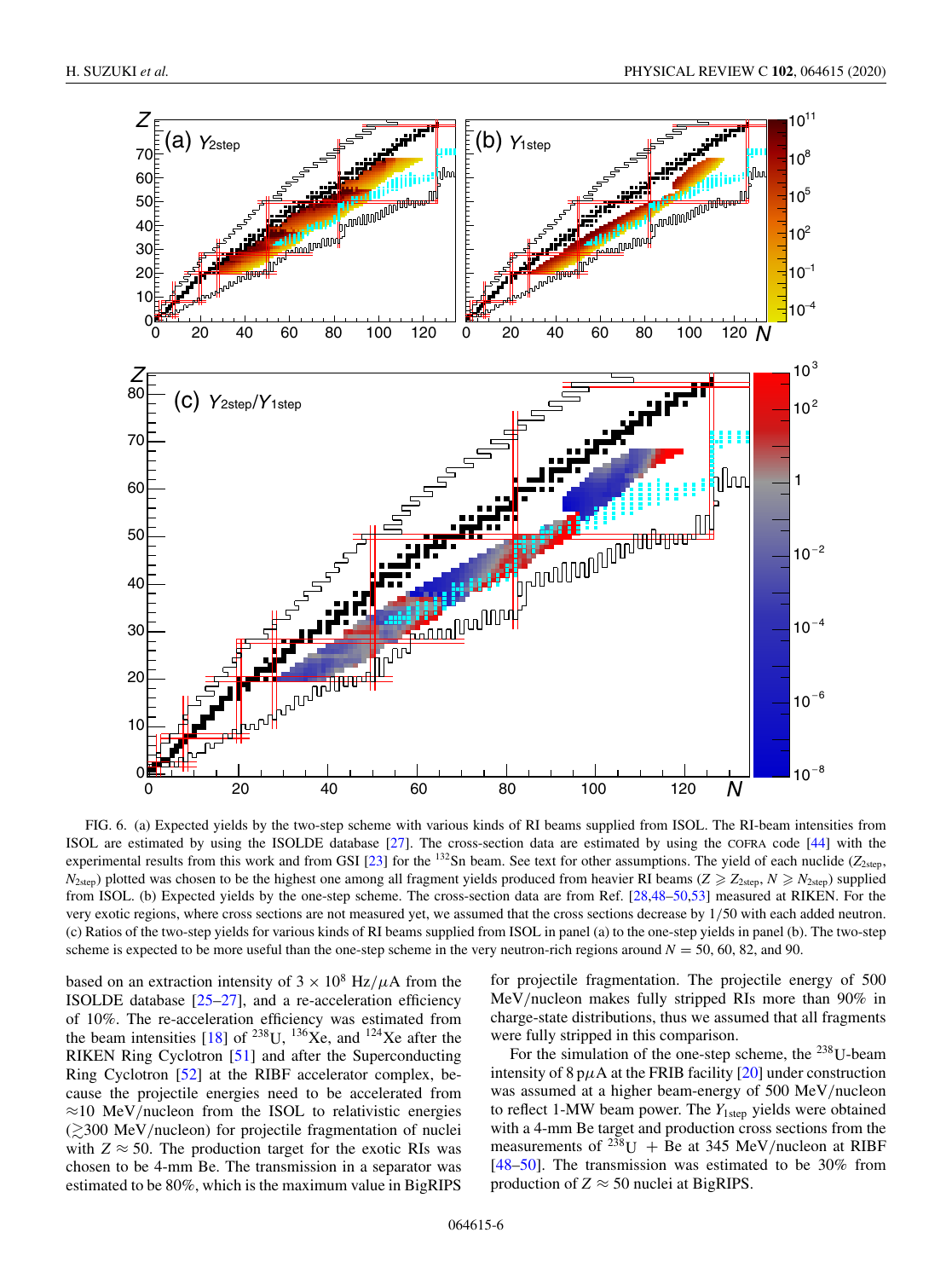FIG. 6. (a) Expected yields by the two-step scheme with various kinds of RI beams supplied from ISOL. The RI-beam intensities from ISOL are estimated by using the ISOLDE database [27]. The cross-section data are estimated by using the COFRA code [44] with the experimental results from this work and from GSI [23] for the $^{132}$Sn beam. See text for other assumptions. The yield of each nuclide ($Z_{2\text{step}}$, $N_{2\text{step}}$) plotted was chosen to be the highest one among all fragment yields produced from heavier RI beams ($Z \geqslant Z_{2\text{step}}$, $N \geqslant N_{2\text{step}}$) supplied from ISOL. (b) Expected yields by the one-step scheme. The cross-section data are from Ref. [28,48–50,53] measured at RIKEN. For the very exotic regions, where cross sections are not measured yet, we assumed that the cross sections decrease by 1/50 with each added neutron. (c) Ratios of the two-step yields for various kinds of RI beams supplied from ISOL in panel (a) to the one-step yields in panel (b). The two-step scheme is expected to be more useful than the one-step scheme in the very neutron-rich regions around $N = 50$, 60, 82, and 90.

based on an extraction intensity of $3 \times 10^8$ Hz/$\mu$A from the ISOLDE database [25–27], and a re-acceleration efficiency of 10%. The re-acceleration efficiency was estimated from the beam intensities [18] of $^{238}$U, $^{136}$Xe, and $^{124}$Xe after the RIKEN Ring Cyclotron [51] and after the Superconducting Ring Cyclotron [52] at the RIBF accelerator complex, because the projectile energies need to be accelerated from $\approx$10 MeV/nucleon from the ISOL to relativistic energies ($\gtrsim$300 MeV/nucleon) for projectile fragmentation of nuclei with $Z \approx 50$. The production target for the exotic RIs was chosen to be 4-mm Be. The transmission in a separator was estimated to be 80%, which is the maximum value in BigRIPS for projectile fragmentation. The projectile energy of 500 MeV/nucleon makes fully stripped RIs more than 90% in charge-state distributions, thus we assumed that all fragments were fully stripped in this comparison.

For the simulation of the one-step scheme, the $^{238}$U-beam intensity of 8 p$\mu$A at the FRIB facility [20] under construction was assumed at a higher beam-energy of 500 MeV/nucleon to reflect 1-MW beam power. The $Y_{1\text{step}}$ yields were obtained with a 4-mm Be target and production cross sections from the measurements of $^{238}$U + Be at 345 MeV/nucleon at RIBF [48–50]. The transmission was estimated to be 30% from production of $Z \approx 50$ nuclei at BigRIPS.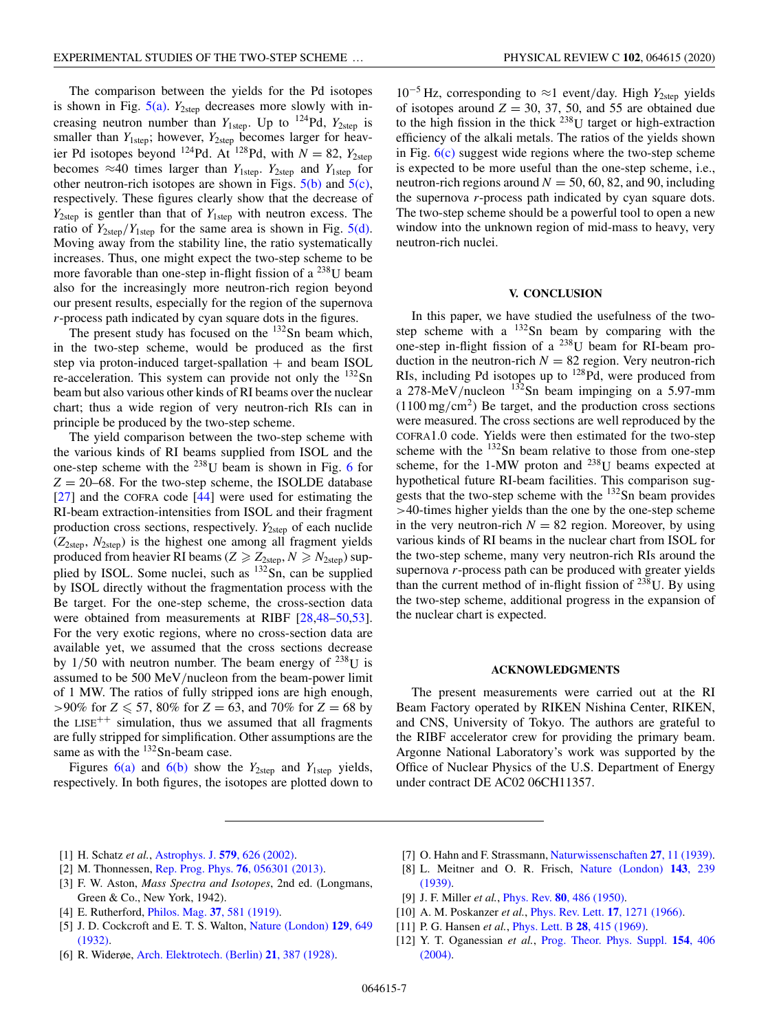The comparison between the yields for the Pd isotopes is shown in Fig. 5(a). $Y_{2step}$ decreases more slowly with increasing neutron number than $Y_{1step}$. Up to $^{124}$Pd, $Y_{2step}$ is smaller than $Y_{1step}$; however, $Y_{2step}$ becomes larger for heavier Pd isotopes beyond $^{124}$Pd. At $^{128}$Pd, with $N = 82$, $Y_{2step}$ becomes $\approx$40 times larger than $Y_{1step}$. $Y_{2step}$ and $Y_{1step}$ for other neutron-rich isotopes are shown in Figs. 5(b) and 5(c), respectively. These figures clearly show that the decrease of $Y_{2step}$ is gentler than that of $Y_{1step}$ with neutron excess. The ratio of $Y_{2step}/Y_{1step}$ for the same area is shown in Fig. 5(d). Moving away from the stability line, the ratio systematically increases. Thus, one might expect the two-step scheme to be more favorable than one-step in-flight fission of a $^{238}$U beam also for the increasingly more neutron-rich region beyond our present results, especially for the region of the supernova *r*-process path indicated by cyan square dots in the figures.

The present study has focused on the $^{132}$Sn beam which, in the two-step scheme, would be produced as the first step via proton-induced target-spallation + and beam ISOL re-acceleration. This system can provide not only the $^{132}$Sn beam but also various other kinds of RI beams over the nuclear chart; thus a wide region of very neutron-rich RIs can in principle be produced by the two-step scheme.

The yield comparison between the two-step scheme with the various kinds of RI beams supplied from ISOL and the one-step scheme with the $^{238}$U beam is shown in Fig. 6 for $Z = 20$–68. For the two-step scheme, the ISOLDE database [27] and the COFRA code [44] were used for estimating the RI-beam extraction-intensities from ISOL and their fragment production cross sections, respectively. $Y_{2step}$ of each nuclide $(Z_{2step}, N_{2step})$ is the highest one among all fragment yields produced from heavier RI beams $(Z \geqslant Z_{2step}, N \geqslant N_{2step})$ supplied by ISOL. Some nuclei, such as $^{132}$Sn, can be supplied by ISOL directly without the fragmentation process with the Be target. For the one-step scheme, the cross-section data were obtained from measurements at RIBF [28,48–50,53]. For the very exotic regions, where no cross-section data are available yet, we assumed that the cross sections decrease by 1/50 with neutron number. The beam energy of $^{238}$U is assumed to be 500 MeV/nucleon from the beam-power limit of 1 MW. The ratios of fully stripped ions are high enough, >90% for $Z \leqslant 57$, 80% for $Z = 63$, and 70% for $Z = 68$ by the LISE$^{++}$ simulation, thus we assumed that all fragments are fully stripped for simplification. Other assumptions are the same as with the $^{132}$Sn-beam case.

Figures 6(a) and 6(b) show the $Y_{2step}$ and $Y_{1step}$ yields, respectively. In both figures, the isotopes are plotted down to $10^{-5}$ Hz, corresponding to $\approx$1 event/day. High $Y_{2step}$ yields of isotopes around $Z = 30$, 37, 50, and 55 are obtained due to the high fission in the thick $^{238}$U target or high-extraction efficiency of the alkali metals. The ratios of the yields shown in Fig. 6(c) suggest wide regions where the two-step scheme is expected to be more useful than the one-step scheme, i.e., neutron-rich regions around $N = 50$, 60, 82, and 90, including the supernova *r*-process path indicated by cyan square dots. The two-step scheme should be a powerful tool to open a new window into the unknown region of mid-mass to heavy, very neutron-rich nuclei.

## V. CONCLUSION

In this paper, we have studied the usefulness of the two-step scheme with a $^{132}$Sn beam by comparing with the one-step in-flight fission of a $^{238}$U beam for RI-beam production in the neutron-rich $N = 82$ region. Very neutron-rich RIs, including Pd isotopes up to $^{128}$Pd, were produced from a 278-MeV/nucleon $^{132}$Sn beam impinging on a 5.97-mm (1100 mg/cm$^2$) Be target, and the production cross sections were measured. The cross sections are well reproduced by the COFRA1.0 code. Yields were then estimated for the two-step scheme with the $^{132}$Sn beam relative to those from one-step scheme, for the 1-MW proton and $^{238}$U beams expected at hypothetical future RI-beam facilities. This comparison suggests that the two-step scheme with the $^{132}$Sn beam provides >40-times higher yields than the one by the one-step scheme in the very neutron-rich $N = 82$ region. Moreover, by using various kinds of RI beams in the nuclear chart from ISOL for the two-step scheme, many very neutron-rich RIs around the supernova *r*-process path can be produced with greater yields than the current method of in-flight fission of $^{238}$U. By using the two-step scheme, additional progress in the expansion of the nuclear chart is expected.

## ACKNOWLEDGMENTS

The present measurements were carried out at the RI Beam Factory operated by RIKEN Nishina Center, RIKEN, and CNS, University of Tokyo. The authors are grateful to the RIBF accelerator crew for providing the primary beam. Argonne National Laboratory's work was supported by the Office of Nuclear Physics of the U.S. Department of Energy under contract DE AC02 06CH11357.

[1] H. Schatz *et al.*, Astrophys. J. **579**, 626 (2002).
[2] M. Thonnessen, Rep. Prog. Phys. **76**, 056301 (2013).
[3] F. W. Aston, *Mass Spectra and Isotopes*, 2nd ed. (Longmans, Green & Co., New York, 1942).
[4] E. Rutherford, Philos. Mag. **37**, 581 (1919).
[5] J. D. Cockcroft and E. T. S. Walton, Nature (London) **129**, 649 (1932).
[6] R. Widerøe, Arch. Elektrotech. (Berlin) **21**, 387 (1928).
[7] O. Hahn and F. Strassmann, Naturwissenschaften **27**, 11 (1939).
[8] L. Meitner and O. R. Frisch, Nature (London) **143**, 239 (1939).
[9] J. F. Miller *et al.*, Phys. Rev. **80**, 486 (1950).
[10] A. M. Poskanzer *et al.*, Phys. Rev. Lett. **17**, 1271 (1966).
[11] P. G. Hansen *et al.*, Phys. Lett. B **28**, 415 (1969).
[12] Y. T. Oganessian *et al.*, Prog. Theor. Phys. Suppl. **154**, 406 (2004).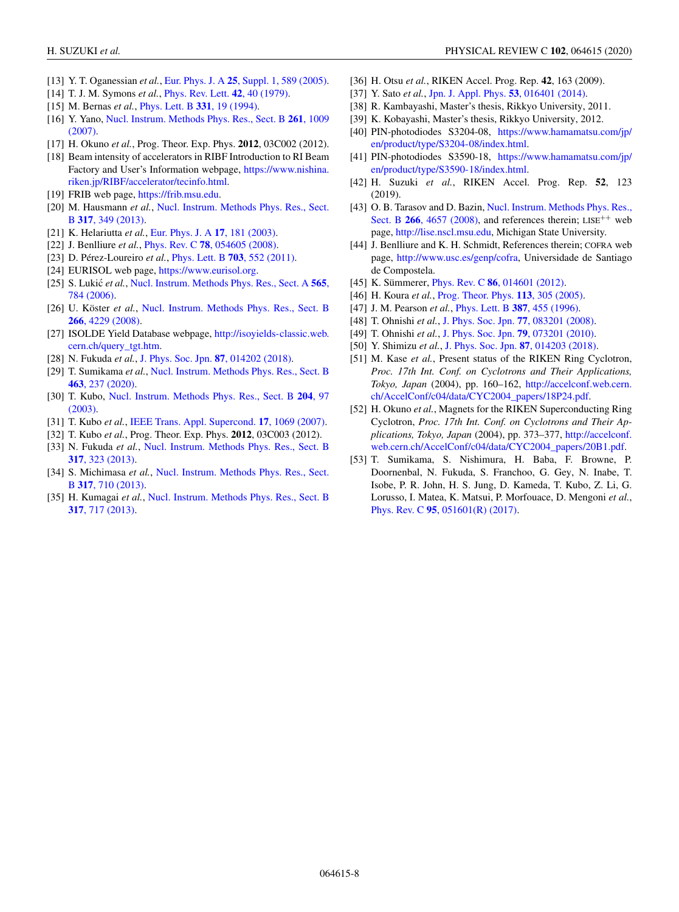[13] Y. T. Oganessian *et al.*, Eur. Phys. J. A **25**, Suppl. 1, 589 (2005).

[14] T. J. M. Symons *et al.*, Phys. Rev. Lett. **42**, 40 (1979).

[15] M. Bernas *et al.*, Phys. Lett. B **331**, 19 (1994).

[16] Y. Yano, Nucl. Instrum. Methods Phys. Res., Sect. B **261**, 1009 (2007).

[17] H. Okuno *et al.*, Prog. Theor. Exp. Phys. **2012**, 03C002 (2012).

[18] Beam intensity of accelerators in RIBF Introduction to RI Beam Factory and User's Information webpage, https://www.nishina.riken.jp/RIBF/accelerator/tecinfo.html.

[19] FRIB web page, https://frib.msu.edu.

[20] M. Hausmann *et al.*, Nucl. Instrum. Methods Phys. Res., Sect. B **317**, 349 (2013).

[21] K. Helariutta *et al.*, Eur. Phys. J. A **17**, 181 (2003).

[22] J. Benlliure *et al.*, Phys. Rev. C **78**, 054605 (2008).

[23] D. Pérez-Loureiro *et al.*, Phys. Lett. B **703**, 552 (2011).

[24] EURISOL web page, https://www.eurisol.org.

[25] S. Lukić *et al.*, Nucl. Instrum. Methods Phys. Res., Sect. A **565**, 784 (2006).

[26] U. Köster *et al.*, Nucl. Instrum. Methods Phys. Res., Sect. B **266**, 4229 (2008).

[27] ISOLDE Yield Database webpage, http://isoyields-classic.web.cern.ch/query_tgt.htm.

[28] N. Fukuda *et al.*, J. Phys. Soc. Jpn. **87**, 014202 (2018).

[29] T. Sumikama *et al.*, Nucl. Instrum. Methods Phys. Res., Sect. B **463**, 237 (2020).

[30] T. Kubo, Nucl. Instrum. Methods Phys. Res., Sect. B **204**, 97 (2003).

[31] T. Kubo *et al.*, IEEE Trans. Appl. Supercond. **17**, 1069 (2007).

[32] T. Kubo *et al.*, Prog. Theor. Exp. Phys. **2012**, 03C003 (2012).

[33] N. Fukuda *et al.*, Nucl. Instrum. Methods Phys. Res., Sect. B **317**, 323 (2013).

[34] S. Michimasa *et al.*, Nucl. Instrum. Methods Phys. Res., Sect. B **317**, 710 (2013).

[35] H. Kumagai *et al.*, Nucl. Instrum. Methods Phys. Res., Sect. B **317**, 717 (2013).

[36] H. Otsu *et al.*, RIKEN Accel. Prog. Rep. **42**, 163 (2009).

[37] Y. Sato *et al.*, Jpn. J. Appl. Phys. **53**, 016401 (2014).

[38] R. Kambayashi, Master's thesis, Rikkyo University, 2011.

[39] K. Kobayashi, Master's thesis, Rikkyo University, 2012.

[40] PIN-photodiodes S3204-08, https://www.hamamatsu.com/jp/en/product/type/S3204-08/index.html.

[41] PIN-photodiodes S3590-18, https://www.hamamatsu.com/jp/en/product/type/S3590-18/index.html.

[42] H. Suzuki *et al.*, RIKEN Accel. Prog. Rep. **52**, 123 (2019).

[43] O. B. Tarasov and D. Bazin, Nucl. Instrum. Methods Phys. Res., Sect. B **266**, 4657 (2008), and references therein; LISE$^{++}$ web page, http://lise.nscl.msu.edu, Michigan State University.

[44] J. Benlliure and K. H. Schmidt, References therein; COFRA web page, http://www.usc.es/genp/cofra, Universidade de Santiago de Compostela.

[45] K. Sümmerer, Phys. Rev. C **86**, 014601 (2012).

[46] H. Koura *et al.*, Prog. Theor. Phys. **113**, 305 (2005).

[47] J. M. Pearson *et al.*, Phys. Lett. B **387**, 455 (1996).

[48] T. Ohnishi *et al.*, J. Phys. Soc. Jpn. **77**, 083201 (2008).

[49] T. Ohnishi *et al.*, J. Phys. Soc. Jpn. **79**, 073201 (2010).

[50] Y. Shimizu *et al.*, J. Phys. Soc. Jpn. **87**, 014203 (2018).

[51] M. Kase *et al.*, Present status of the RIKEN Ring Cyclotron, *Proc. 17th Int. Conf. on Cyclotrons and Their Applications, Tokyo, Japan* (2004), pp. 160–162, http://accelconf.web.cern.ch/AccelConf/c04/data/CYC2004_papers/18P24.pdf.

[52] H. Okuno *et al.*, Magnets for the RIKEN Superconducting Ring Cyclotron, *Proc. 17th Int. Conf. on Cyclotrons and Their Applications, Tokyo, Japan* (2004), pp. 373–377, http://accelconf.web.cern.ch/AccelConf/c04/data/CYC2004_papers/20B1.pdf.

[53] T. Sumikama, S. Nishimura, H. Baba, F. Browne, P. Doornenbal, N. Fukuda, S. Franchoo, G. Gey, N. Inabe, T. Isobe, P. R. John, H. S. Jung, D. Kameda, T. Kubo, Z. Li, G. Lorusso, I. Matea, K. Matsui, P. Morfouace, D. Mengoni *et al.*, Phys. Rev. C **95**, 051601(R) (2017).